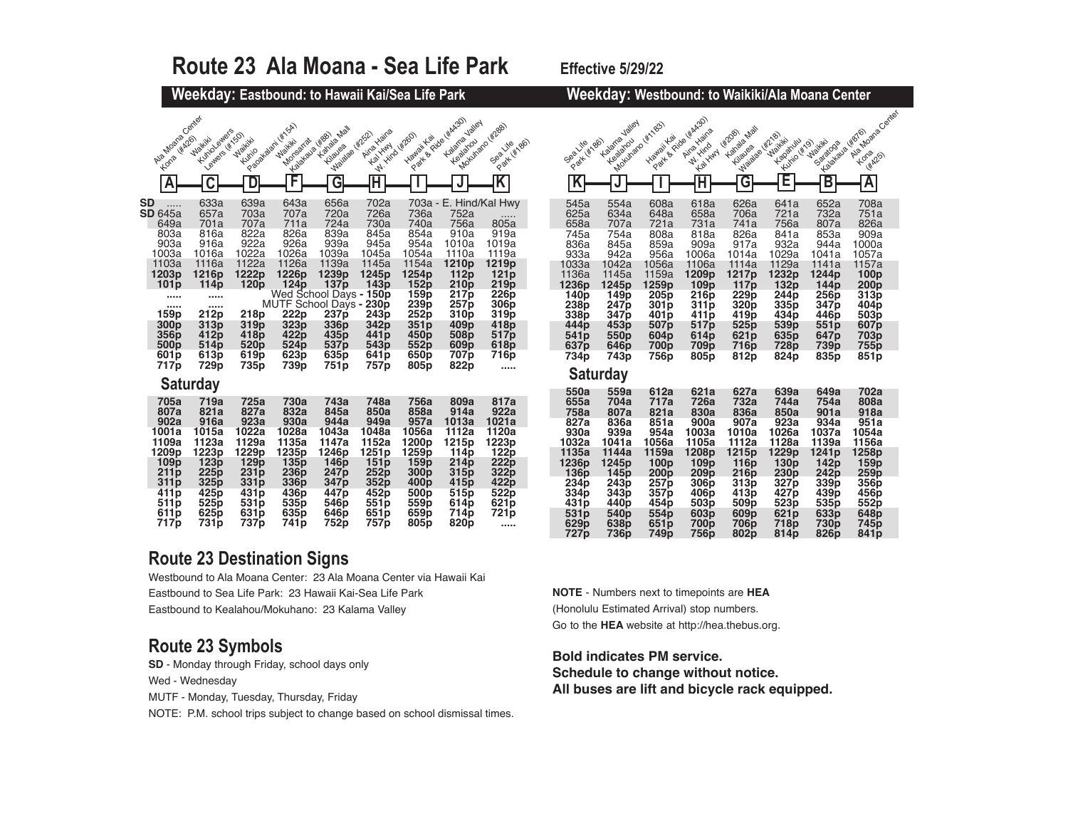# Route 23 Ala Moana - Sea Life Park

Effective 5/29/22

## Weekday: Eastbound: to Hawaii Kai/Sea Life Park

| | A<br>Ala Moana Center Kona (#426) | C<br>Waikiki Kuhio/Lewers Lewers (#150) | D<br>Waikiki Kuhio Paoakalani (#154) | F<br>Waikiki Monsarrat Kalakaua (#88) | G<br>Kahala Mall Kilauea Waialae (#252) | H<br>Aina Haina Kal Hwy W. Hind (#260) | I<br>Hawaii Kai Park & Ride (#4430) | J<br>Kalama Valley Kealahou Mokuhano (#288) | K<br>Sea Life Park (#186) |
|---|---|---|---|---|---|---|---|---|---|
| SD | ..... | 633a | 639a | 643a | 656a | 702a | 703a - E. Hind/Kal Hwy | | |
| SD | 645a | 657a | 703a | 707a | 720a | 726a | 736a | 752a | ..... |
| | 649a | 701a | 707a | 711a | 724a | 730a | 740a | 756a | 805a |
| | 803a | 816a | 822a | 826a | 839a | 845a | 854a | 910a | 919a |
| | 903a | 916a | 922a | 926a | 939a | 945a | 954a | 1010a | 1019a |
| | 1003a | 1016a | 1022a | 1026a | 1039a | 1045a | 1054a | 1110a | 1119a |
| | 1103a | 1116a | 1122a | 1126a | 1139a | 1145a | 1154a | **1210p** | **1219p** |
| | **1203p** | **1216p** | **1222p** | **1226p** | **1239p** | **1245p** | **1254p** | **112p** | **121p** |
| | **101p** | **114p** | **120p** | **124p** | **137p** | **143p** | **152p** | **210p** | **219p** |
| | ..... | ..... | Wed School Days - **150p** | | | | **159p** | **217p** | **226p** |
| | ..... | ..... | MUTF School Days - **230p** | | | | **239p** | **257p** | **306p** |
| | **159p** | **212p** | **218p** | **222p** | **237p** | **243p** | **252p** | **310p** | **319p** |
| | **300p** | **313p** | **319p** | **323p** | **336p** | **342p** | **351p** | **409p** | **418p** |
| | **356p** | **412p** | **418p** | **422p** | **435p** | **441p** | **450p** | **508p** | **517p** |
| | **500p** | **514p** | **520p** | **524p** | **537p** | **543p** | **552p** | **609p** | **618p** |
| | **601p** | **613p** | **619p** | **623p** | **635p** | **641p** | **650p** | **707p** | **716p** |
| | **717p** | **729p** | **735p** | **739p** | **751p** | **757p** | **805p** | **822p** | ..... |

### Saturday

| A | C | D | F | G | H | I | J | K |
|---|---|---|---|---|---|---|---|---|
| 705a | 719a | 725a | 730a | 743a | 748a | 756a | 809a | 817a |
| 807a | 821a | 827a | 832a | 845a | 850a | 858a | 914a | 922a |
| 902a | 916a | 923a | 930a | 944a | 949a | 957a | 1013a | 1021a |
| 1001a | 1015a | 1022a | 1028a | 1043a | 1048a | 1056a | 1112a | 1120a |
| 1109a | 1123a | 1129a | 1135a | 1147a | 1152a | **1200p** | **1215p** | **1223p** |
| **1209p** | **1223p** | **1229p** | **1235p** | **1246p** | **1251p** | **1259p** | **114p** | **122p** |
| **109p** | **123p** | **129p** | **135p** | **146p** | **151p** | **159p** | **214p** | **222p** |
| **211p** | **225p** | **231p** | **236p** | **247p** | **252p** | **300p** | **315p** | **322p** |
| **311p** | **325p** | **331p** | **336p** | **347p** | **352p** | **400p** | **415p** | **422p** |
| **411p** | **425p** | **431p** | **436p** | **447p** | **452p** | **500p** | **515p** | **522p** |
| **511p** | **525p** | **531p** | **535p** | **546p** | **551p** | **559p** | **614p** | **621p** |
| **611p** | **625p** | **631p** | **635p** | **646p** | **651p** | **659p** | **714p** | **721p** |
| **717p** | **731p** | **737p** | **741p** | **752p** | **757p** | **805p** | **820p** | ..... |

## Weekday: Westbound: to Waikiki/Ala Moana Center

| K<br>Sea Life Park (#186) | J<br>Kalama Valley Kealahou Mokuhano (#1183) | I<br>Hawaii Kai Park & Ride (#4430) | H<br>Aina Haina W. Hind Kal Hwy (#208) | G<br>Kahala Mall Kilauea Waialae (#218) | E<br>Waikiki Kapahulu Kuhio (#19) | B<br>Waikiki Saratoga Kalakaua (#876) | A<br>Ala Moana Center Kona (#425) |
|---|---|---|---|---|---|---|---|
| 545a | 554a | 608a | 618a | 626a | 641a | 652a | 708a |
| 625a | 634a | 648a | 658a | 706a | 721a | 732a | 751a |
| 658a | 707a | 721a | 731a | 741a | 756a | 807a | 826a |
| 745a | 754a | 808a | 818a | 826a | 841a | 853a | 909a |
| 836a | 845a | 859a | 909a | 917a | 932a | 944a | 1000a |
| 933a | 942a | 956a | 1006a | 1014a | 1029a | 1041a | 1057a |
| 1033a | 1042a | 1056a | 1106a | 1114a | 1129a | 1141a | 1157a |
| 1136a | 1145a | 1159a | **1209p** | **1217p** | **1232p** | **1244p** | **100p** |
| **1236p** | **1245p** | **1259p** | **109p** | **117p** | **132p** | **144p** | **200p** |
| **140p** | **149p** | **205p** | **216p** | **229p** | **244p** | **256p** | **313p** |
| **238p** | **247p** | **301p** | **311p** | **320p** | **335p** | **347p** | **404p** |
| **338p** | **347p** | **401p** | **411p** | **419p** | **434p** | **446p** | **503p** |
| **444p** | **453p** | **507p** | **517p** | **525p** | **539p** | **551p** | **607p** |
| **541p** | **550p** | **604p** | **614p** | **621p** | **635p** | **647p** | **703p** |
| **637p** | **646p** | **700p** | **709p** | **716p** | **728p** | **739p** | **755p** |
| **734p** | **743p** | **756p** | **805p** | **812p** | **824p** | **835p** | **851p** |

### Saturday

| K | J | I | H | G | E | B | A |
|---|---|---|---|---|---|---|---|
| 550a | 559a | 612a | 621a | 627a | 639a | 649a | 702a |
| 655a | 704a | 717a | 726a | 732a | 744a | 754a | 808a |
| 758a | 807a | 821a | 830a | 836a | 850a | 901a | 918a |
| 827a | 836a | 851a | 900a | 907a | 923a | 934a | 951a |
| 930a | 939a | 954a | 1003a | 1010a | 1026a | 1037a | 1054a |
| 1032a | 1041a | 1056a | 1105a | 1112a | 1128a | 1139a | 1156a |
| 1135a | 1144a | 1159a | **1208p** | **1215p** | **1229p** | **1241p** | **1258p** |
| **1236p** | **1245p** | **100p** | **109p** | **116p** | **130p** | **142p** | **159p** |
| **136p** | **145p** | **200p** | **209p** | **216p** | **230p** | **242p** | **259p** |
| **234p** | **243p** | **257p** | **306p** | **313p** | **327p** | **339p** | **356p** |
| **334p** | **343p** | **357p** | **406p** | **413p** | **427p** | **439p** | **456p** |
| **431p** | **440p** | **454p** | **503p** | **509p** | **523p** | **535p** | **552p** |
| **531p** | **540p** | **554p** | **603p** | **609p** | **621p** | **633p** | **648p** |
| **629p** | **638p** | **651p** | **700p** | **706p** | **718p** | **730p** | **745p** |
| **727p** | **736p** | **749p** | **756p** | **802p** | **814p** | **826p** | **841p** |

## Route 23 Destination Signs

Westbound to Ala Moana Center: 23 Ala Moana Center via Hawaii Kai

Eastbound to Sea Life Park: 23 Hawaii Kai-Sea Life Park

Eastbound to Kealahou/Mokuhano: 23 Kalama Valley

## Route 23 Symbols

SD - Monday through Friday, school days only

Wed - Wednesday

MUTF - Monday, Tuesday, Thursday, Friday

NOTE: P.M. school trips subject to change based on school dismissal times.

**NOTE** - Numbers next to timepoints are **HEA** (Honolulu Estimated Arrival) stop numbers. Go to the **HEA** website at http://hea.thebus.org.

**Bold indicates PM service.**
**Schedule to change without notice.**
**All buses are lift and bicycle rack equipped.**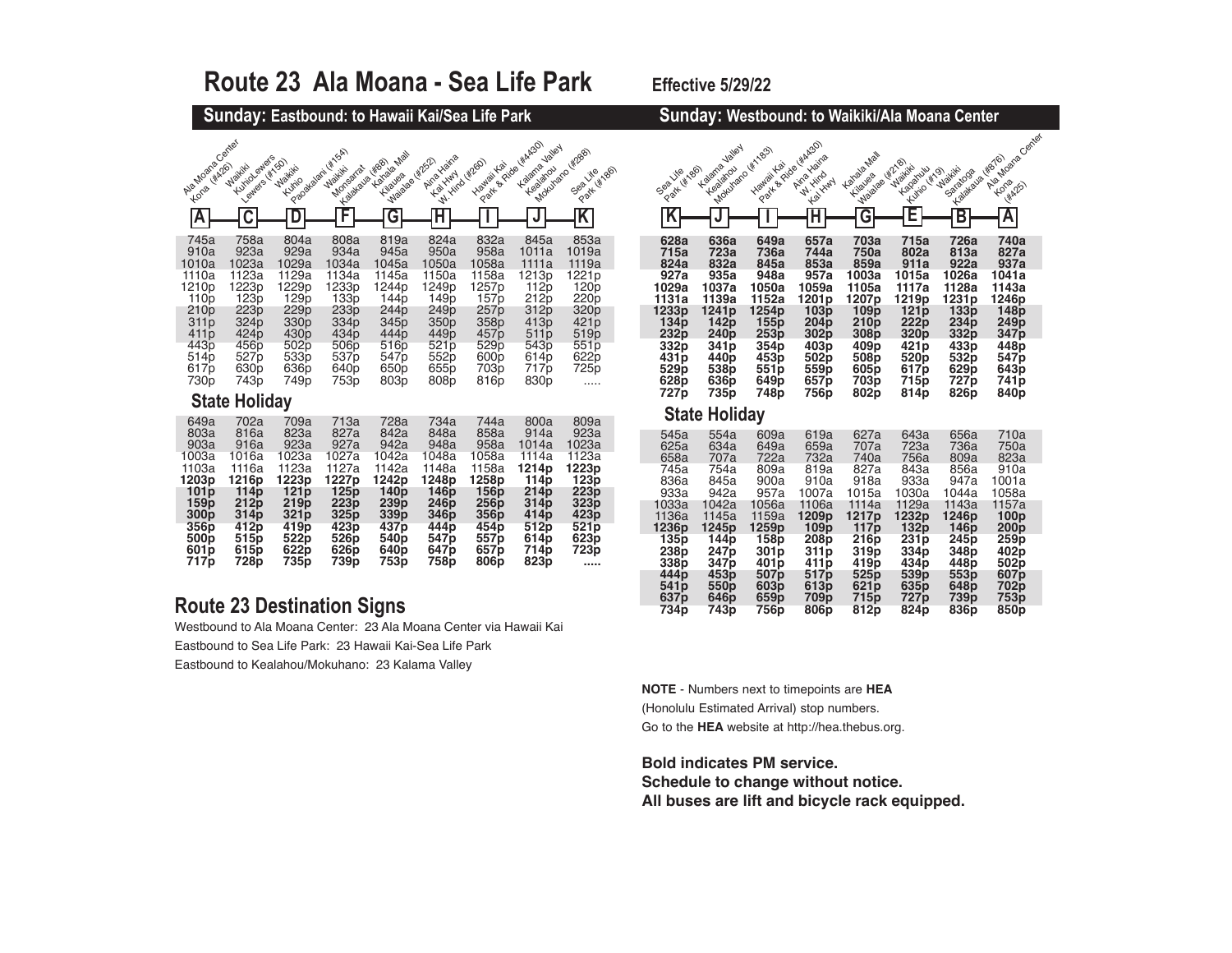# Route 23 Ala Moana - Sea Life Park

**Effective 5/29/22**

## Sunday: Eastbound: to Hawaii Kai/Sea Life Park

| A<br>Ala Moana Center Kona (#426) | C<br>Waikiki Kuhio/Lewers Lewers (#150) | D<br>Waikiki Kuhio Paoakalani (#154) | F<br>Waikiki Monsarrat Kalakaua (#88) | G<br>Kahala Mall Kilauea Waialae (#252) | H<br>Aina Haina Kal Hwy W. Hind (#260) | I<br>Hawaii Kai Park & Ride (#4430) | J<br>Kalama Valley Kealahou Mokuhano (#288) | K<br>Sea Life Park (#186) |
|---|---|---|---|---|---|---|---|---|
| 745a | 758a | 804a | 808a | 819a | 824a | 832a | 845a | 853a |
| 910a | 923a | 929a | 934a | 945a | 950a | 958a | 1011a | 1019a |
| 1010a | 1023a | 1029a | 1034a | 1045a | 1050a | 1058a | 1111a | 1119a |
| 1110a | 1123a | 1129a | 1134a | 1145a | 1150a | 1158a | 1213p | 1221p |
| 1210p | 1223p | 1229p | 1233p | 1244p | 1249p | 1257p | 112p | 120p |
| 110p | 123p | 129p | 133p | 144p | 149p | 157p | 212p | 220p |
| 210p | 223p | 229p | 233p | 244p | 249p | 257p | 312p | 320p |
| 311p | 324p | 330p | 334p | 345p | 350p | 358p | 413p | 421p |
| 411p | 424p | 430p | 434p | 444p | 449p | 457p | 511p | 519p |
| 443p | 456p | 502p | 506p | 516p | 521p | 529p | 543p | 551p |
| 514p | 527p | 533p | 537p | 547p | 552p | 600p | 614p | 622p |
| 617p | 630p | 636p | 640p | 650p | 655p | 703p | 717p | 725p |
| 730p | 743p | 749p | 753p | 803p | 808p | 816p | 830p | ..... |

### State Holiday

| A | C | D | F | G | H | I | J | K |
|---|---|---|---|---|---|---|---|---|
| 649a | 702a | 709a | 713a | 728a | 734a | 744a | 800a | 809a |
| 803a | 816a | 823a | 827a | 842a | 848a | 858a | 914a | 923a |
| 903a | 916a | 923a | 927a | 942a | 948a | 958a | 1014a | 1023a |
| 1003a | 1016a | 1023a | 1027a | 1042a | 1048a | 1058a | 1114a | 1123a |
| 1103a | 1116a | 1123a | 1127a | 1142a | 1148a | 1158a | **1214p** | **1223p** |
| **1203p** | **1216p** | **1223p** | **1227p** | **1242p** | **1248p** | **1258p** | **114p** | **123p** |
| **101p** | **114p** | **121p** | **125p** | **140p** | **146p** | **156p** | **214p** | **223p** |
| **159p** | **212p** | **219p** | **223p** | **239p** | **246p** | **256p** | **314p** | **323p** |
| **300p** | **314p** | **321p** | **325p** | **339p** | **346p** | **356p** | **414p** | **423p** |
| **356p** | **412p** | **419p** | **423p** | **437p** | **444p** | **454p** | **512p** | **521p** |
| **500p** | **515p** | **522p** | **526p** | **540p** | **547p** | **557p** | **614p** | **623p** |
| **601p** | **615p** | **622p** | **626p** | **640p** | **647p** | **657p** | **714p** | **723p** |
| **717p** | **728p** | **735p** | **739p** | **753p** | **758p** | **806p** | **823p** | **.....** |

## Sunday: Westbound: to Waikiki/Ala Moana Center

| K<br>Sea Life Park (#186) | J<br>Kalama Valley Kealahou Mokuhano (#1183) | I<br>Hawaii Kai Park & Ride (#4430) | H<br>Aina Haina W. Hind Kal Hwy | G<br>Kahala Mall Kilauea Waialae (#218) | E<br>Waikiki Kapahulu Kuhio (#19) | B<br>Waikiki Saratoga Kalakaua (#876) | A<br>Ala Moana Center Kona (#425) |
|---|---|---|---|---|---|---|---|
| **628a** | **636a** | **649a** | **657a** | **703a** | **715a** | **726a** | **740a** |
| **715a** | **723a** | **736a** | **744a** | **750a** | **802a** | **813a** | **827a** |
| **824a** | **832a** | **845a** | **853a** | **859a** | **911a** | **922a** | **937a** |
| **927a** | **935a** | **948a** | **957a** | **1003a** | **1015a** | **1026a** | **1041a** |
| **1029a** | **1037a** | **1050a** | **1059a** | **1105a** | **1117a** | **1128a** | **1143a** |
| **1131a** | **1139a** | **1152a** | **1201p** | **1207p** | **1219p** | **1231p** | **1246p** |
| **1233p** | **1241p** | **1254p** | **103p** | **109p** | **121p** | **133p** | **148p** |
| **134p** | **142p** | **155p** | **204p** | **210p** | **222p** | **234p** | **249p** |
| **232p** | **240p** | **253p** | **302p** | **308p** | **320p** | **332p** | **347p** |
| **332p** | **341p** | **354p** | **403p** | **409p** | **421p** | **433p** | **448p** |
| **431p** | **440p** | **453p** | **502p** | **508p** | **520p** | **532p** | **547p** |
| **529p** | **538p** | **551p** | **559p** | **605p** | **617p** | **629p** | **643p** |
| **628p** | **636p** | **649p** | **657p** | **703p** | **715p** | **727p** | **741p** |
| **727p** | **735p** | **748p** | **756p** | **802p** | **814p** | **826p** | **840p** |

### State Holiday

| K | J | I | H | G | E | B | A |
|---|---|---|---|---|---|---|---|
| 545a | 554a | 609a | 619a | 627a | 643a | 656a | 710a |
| 625a | 634a | 649a | 659a | 707a | 723a | 736a | 750a |
| 658a | 707a | 722a | 732a | 740a | 756a | 809a | 823a |
| 745a | 754a | 809a | 819a | 827a | 843a | 856a | 910a |
| 836a | 845a | 900a | 910a | 918a | 933a | 947a | 1001a |
| 933a | 942a | 957a | 1007a | 1015a | 1030a | 1044a | 1058a |
| 1033a | 1042a | 1056a | 1106a | 1114a | 1129a | 1143a | 1157a |
| 1136a | 1145a | 1159a | **1209p** | **1217p** | **1232p** | **1246p** | **100p** |
| **1236p** | **1245p** | **1259p** | **109p** | **117p** | **132p** | **146p** | **200p** |
| **135p** | **144p** | **158p** | **208p** | **216p** | **231p** | **245p** | **259p** |
| **238p** | **247p** | **301p** | **311p** | **319p** | **334p** | **348p** | **402p** |
| **338p** | **347p** | **401p** | **411p** | **419p** | **434p** | **448p** | **502p** |
| **444p** | **453p** | **507p** | **517p** | **525p** | **539p** | **553p** | **607p** |
| **541p** | **550p** | **603p** | **613p** | **621p** | **635p** | **648p** | **702p** |
| **637p** | **646p** | **659p** | **709p** | **715p** | **727p** | **739p** | **753p** |
| **734p** | **743p** | **756p** | **806p** | **812p** | **824p** | **836p** | **850p** |

## Route 23 Destination Signs

Westbound to Ala Moana Center: 23 Ala Moana Center via Hawaii Kai

Eastbound to Sea Life Park: 23 Hawaii Kai-Sea Life Park

Eastbound to Kealahou/Mokuhano: 23 Kalama Valley

**NOTE** - Numbers next to timepoints are **HEA** (Honolulu Estimated Arrival) stop numbers. Go to the **HEA** website at http://hea.thebus.org.

**Bold indicates PM service.**
**Schedule to change without notice.**
**All buses are lift and bicycle rack equipped.**